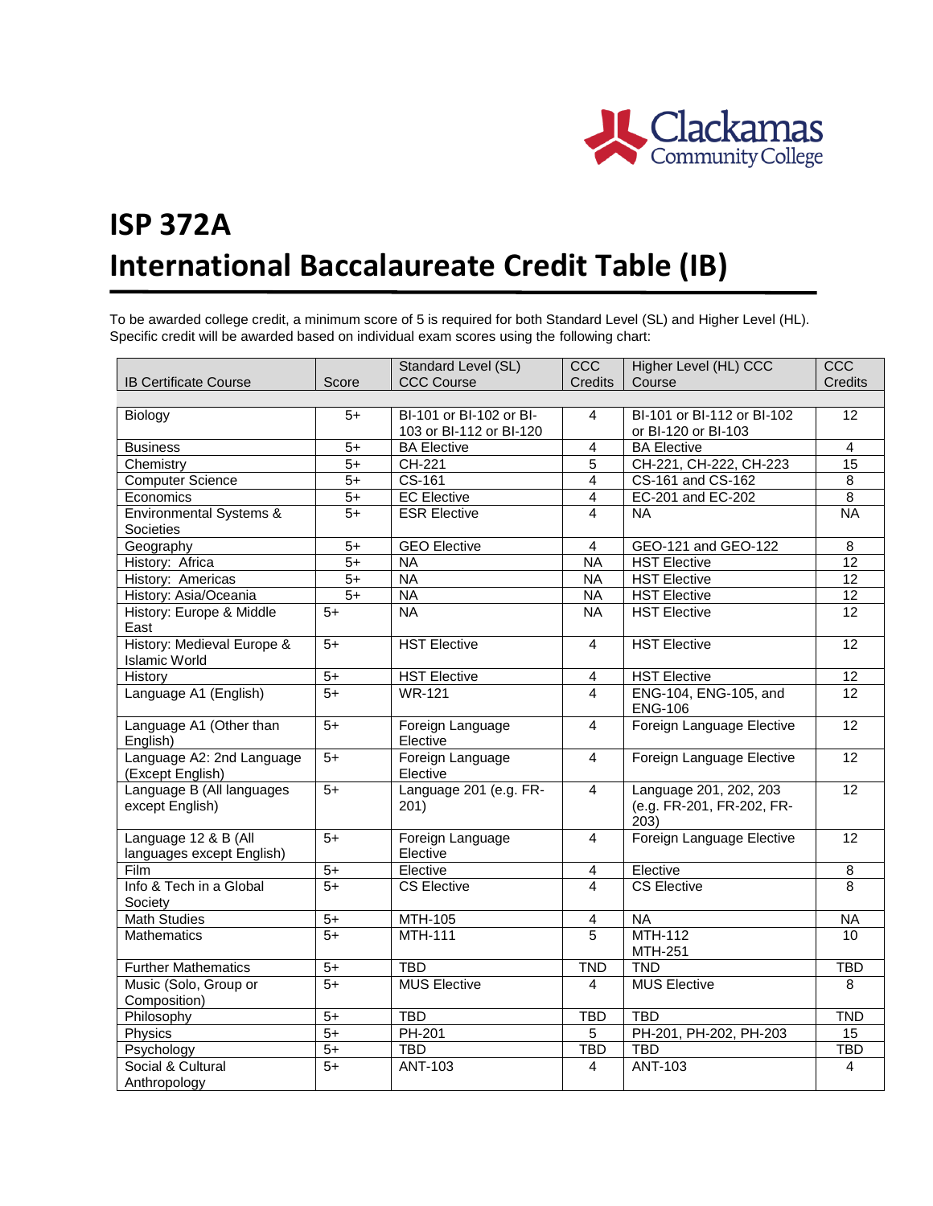# ISP 372A

# International Baccalaureate Credit Table (IB)

To be awarded college credit, a minimum score of 5 is required for both Standard Level (SL) and Higher Level (HL). Specific credit will be awarded based on individual exam scores using the following chart:

| IB Certificate Course | Score | Standard Level (SL) CCC Course | CCC Credits | Higher Level (HL) CCC Course | CCC Credits |
|---|---|---|---|---|---|
| Biology | 5+ | BI-101 or BI-102 or BI-103 or BI-112 or BI-120 | 4 | BI-101 or BI-112 or BI-102 or BI-120 or BI-103 | 12 |
| Business | 5+ | BA Elective | 4 | BA Elective | 4 |
| Chemistry | 5+ | CH-221 | 5 | CH-221, CH-222, CH-223 | 15 |
| Computer Science | 5+ | CS-161 | 4 | CS-161 and CS-162 | 8 |
| Economics | 5+ | EC Elective | 4 | EC-201 and EC-202 | 8 |
| Environmental Systems & Societies | 5+ | ESR Elective | 4 | NA | NA |
| Geography | 5+ | GEO Elective | 4 | GEO-121 and GEO-122 | 8 |
| History: Africa | 5+ | NA | NA | HST Elective | 12 |
| History: Americas | 5+ | NA | NA | HST Elective | 12 |
| History: Asia/Oceania | 5+ | NA | NA | HST Elective | 12 |
| History: Europe & Middle East | 5+ | NA | NA | HST Elective | 12 |
| History: Medieval Europe & Islamic World | 5+ | HST Elective | 4 | HST Elective | 12 |
| History | 5+ | HST Elective | 4 | HST Elective | 12 |
| Language A1 (English) | 5+ | WR-121 | 4 | ENG-104, ENG-105, and ENG-106 | 12 |
| Language A1 (Other than English) | 5+ | Foreign Language Elective | 4 | Foreign Language Elective | 12 |
| Language A2: 2nd Language (Except English) | 5+ | Foreign Language Elective | 4 | Foreign Language Elective | 12 |
| Language B (All languages except English) | 5+ | Language 201 (e.g. FR-201) | 4 | Language 201, 202, 203 (e.g. FR-201, FR-202, FR-203) | 12 |
| Language 12 & B (All languages except English) | 5+ | Foreign Language Elective | 4 | Foreign Language Elective | 12 |
| Film | 5+ | Elective | 4 | Elective | 8 |
| Info & Tech in a Global Society | 5+ | CS Elective | 4 | CS Elective | 8 |
| Math Studies | 5+ | MTH-105 | 4 | NA | NA |
| Mathematics | 5+ | MTH-111 | 5 | MTH-112 MTH-251 | 10 |
| Further Mathematics | 5+ | TBD | TND | TND | TBD |
| Music (Solo, Group or Composition) | 5+ | MUS Elective | 4 | MUS Elective | 8 |
| Philosophy | 5+ | TBD | TBD | TBD | TND |
| Physics | 5+ | PH-201 | 5 | PH-201, PH-202, PH-203 | 15 |
| Psychology | 5+ | TBD | TBD | TBD | TBD |
| Social & Cultural Anthropology | 5+ | ANT-103 | 4 | ANT-103 | 4 |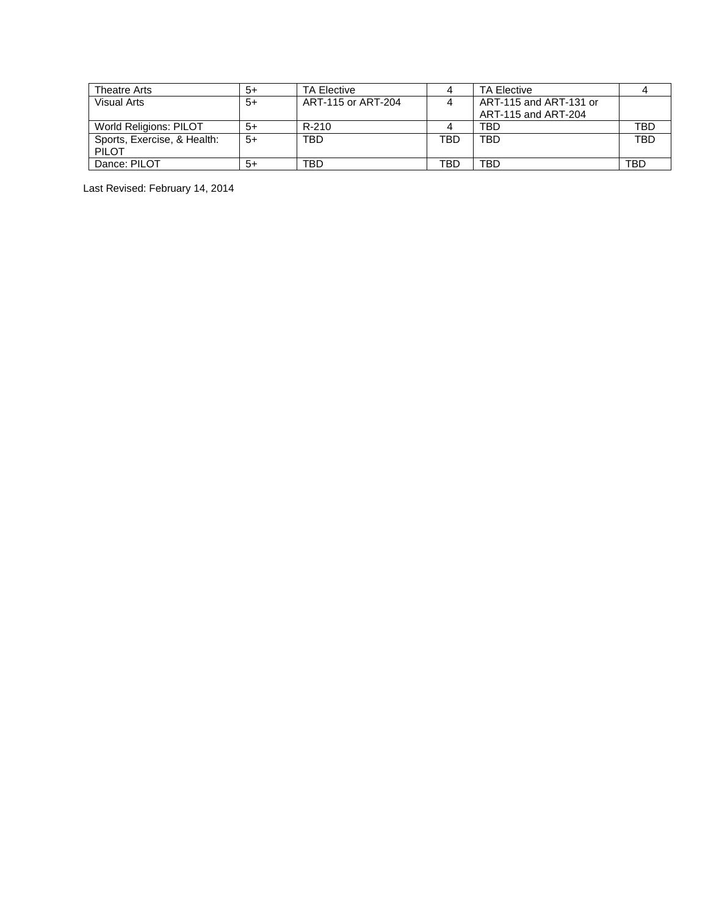| | | | | | |
|---|---|---|---|---|---|
| Theatre Arts | 5+ | TA Elective | 4 | TA Elective | 4 |
| Visual Arts | 5+ | ART-115 or ART-204 | 4 | ART-115 and ART-131 or ART-115 and ART-204 | |
| World Religions: PILOT | 5+ | R-210 | 4 | TBD | TBD |
| Sports, Exercise, & Health: PILOT | 5+ | TBD | TBD | TBD | TBD |
| Dance: PILOT | 5+ | TBD | TBD | TBD | TBD |

Last Revised: February 14, 2014